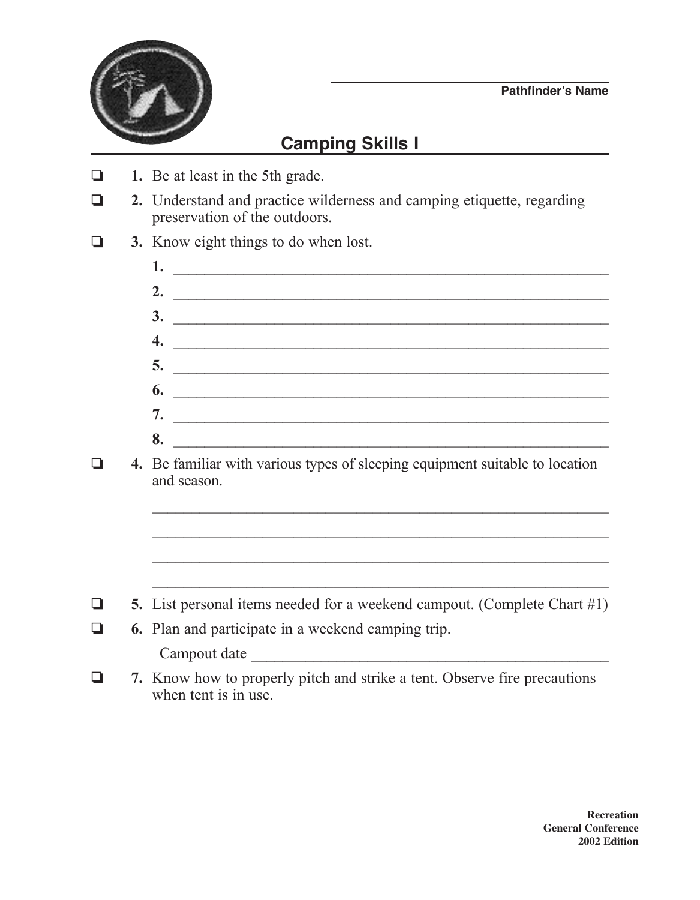Pathfinder's Name: ______________________

# Camping Skills I

- ❑ **1.** Be at least in the 5th grade.
- ❑ **2.** Understand and practice wilderness and camping etiquette, regarding preservation of the outdoors.
- ❑ **3.** Know eight things to do when lost.
  1. ______________________
  2. ______________________
  3. ______________________
  4. ______________________
  5. ______________________
  6. ______________________
  7. ______________________
  8. ______________________
- ❑ **4.** Be familiar with various types of sleeping equipment suitable to location and season.

  ______________________

  ______________________

  ______________________

  ______________________
- ❑ **5.** List personal items needed for a weekend campout. (Complete Chart #1)
- ❑ **6.** Plan and participate in a weekend camping trip.

  Campout date ______________________
- ❑ **7.** Know how to properly pitch and strike a tent. Observe fire precautions when tent is in use.

**Recreation**
**General Conference**
**2002 Edition**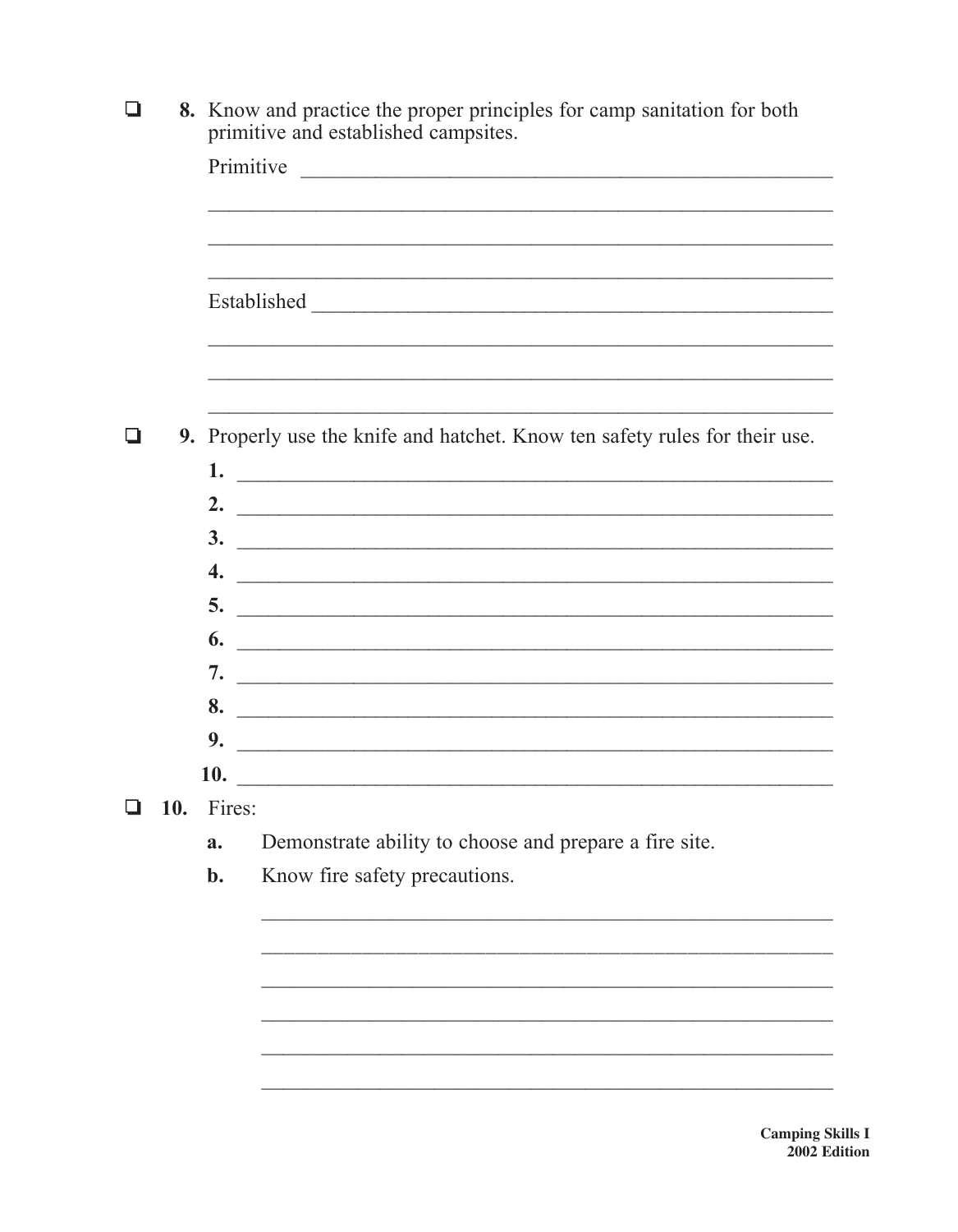- ☐ **8.** Know and practice the proper principles for camp sanitation for both primitive and established campsites.

  Primitive ______________________________________________

  ______________________________________________

  ______________________________________________

  ______________________________________________

  Established ______________________________________________

  ______________________________________________

  ______________________________________________

  ______________________________________________

- ☐ **9.** Properly use the knife and hatchet. Know ten safety rules for their use.

  **1.** ______________________________________________

  **2.** ______________________________________________

  **3.** ______________________________________________

  **4.** ______________________________________________

  **5.** ______________________________________________

  **6.** ______________________________________________

  **7.** ______________________________________________

  **8.** ______________________________________________

  **9.** ______________________________________________

  **10.** ______________________________________________

- ☐ **10.** Fires:

  **a.** Demonstrate ability to choose and prepare a fire site.

  **b.** Know fire safety precautions.

  ______________________________________________

  ______________________________________________

  ______________________________________________

  ______________________________________________

  ______________________________________________

  ______________________________________________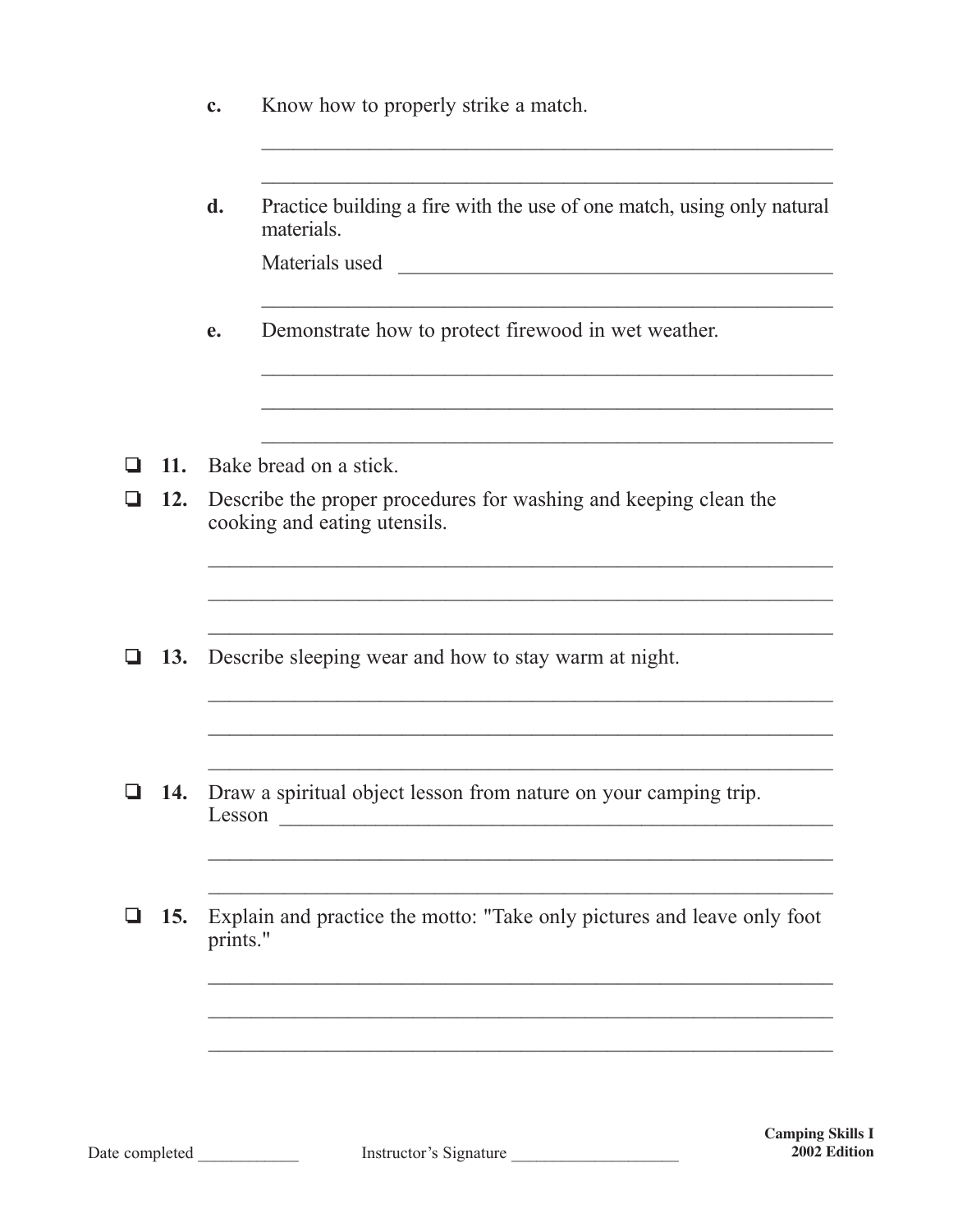c. Know how to properly strike a match.

______________________________________________________

______________________________________________________

d. Practice building a fire with the use of one match, using only natural materials.

Materials used ________________________________________

______________________________________________________

e. Demonstrate how to protect firewood in wet weather.

______________________________________________________

______________________________________________________

______________________________________________________

- ❑ **11.** Bake bread on a stick.
- ❑ **12.** Describe the proper procedures for washing and keeping clean the cooking and eating utensils.

______________________________________________________

______________________________________________________

______________________________________________________

- ❑ **13.** Describe sleeping wear and how to stay warm at night.

______________________________________________________

______________________________________________________

______________________________________________________

- ❑ **14.** Draw a spiritual object lesson from nature on your camping trip.

Lesson ______________________________________________

______________________________________________________

______________________________________________________

- ❑ **15.** Explain and practice the motto: "Take only pictures and leave only foot prints."

______________________________________________________

______________________________________________________

______________________________________________________

Date completed ____________ Instructor's Signature ___________________

**Camping Skills I**
**2002 Edition**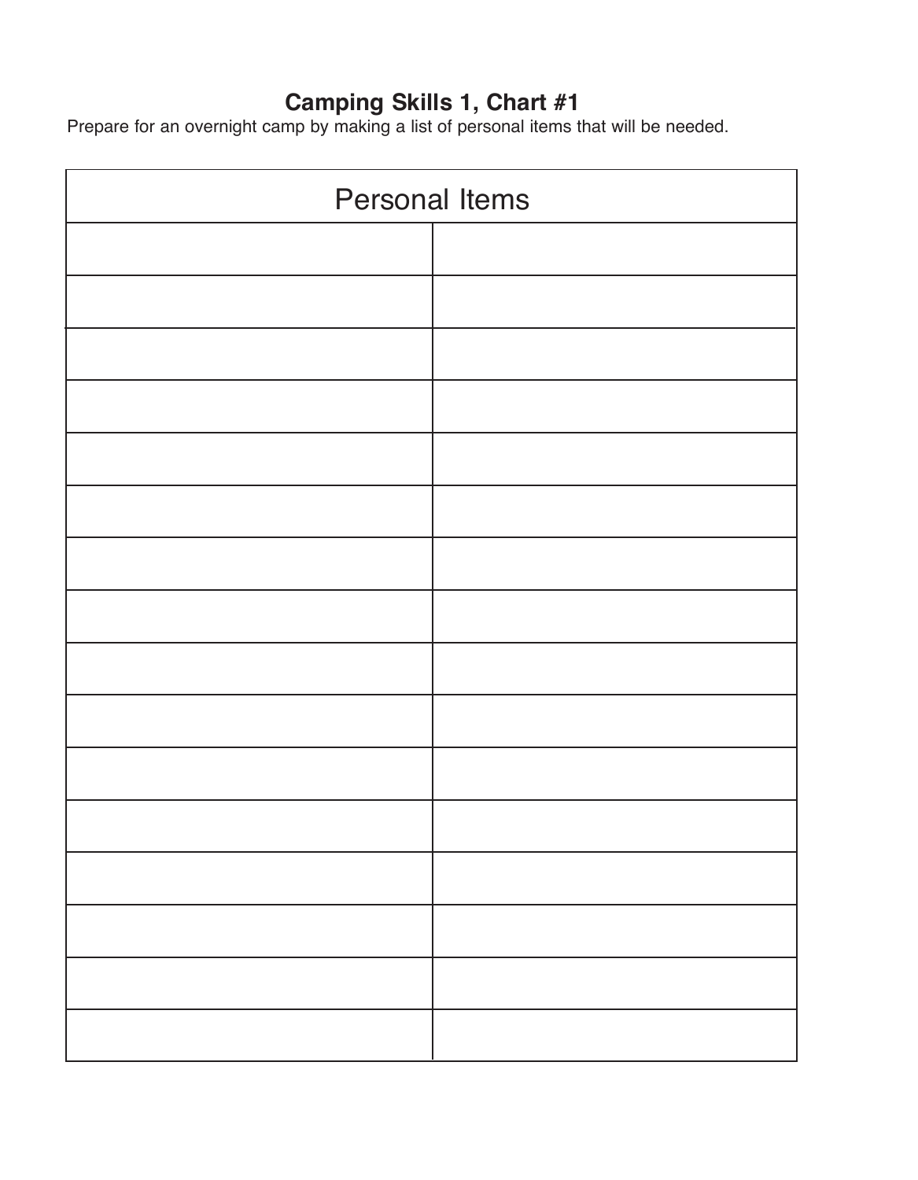## Camping Skills 1, Chart #1

Prepare for an overnight camp by making a list of personal items that will be needed.

| Personal Items | |
|---|---|
| | |
| | |
| | |
| | |
| | |
| | |
| | |
| | |
| | |
| | |
| | |
| | |
| | |
| | |
| | |
| | |